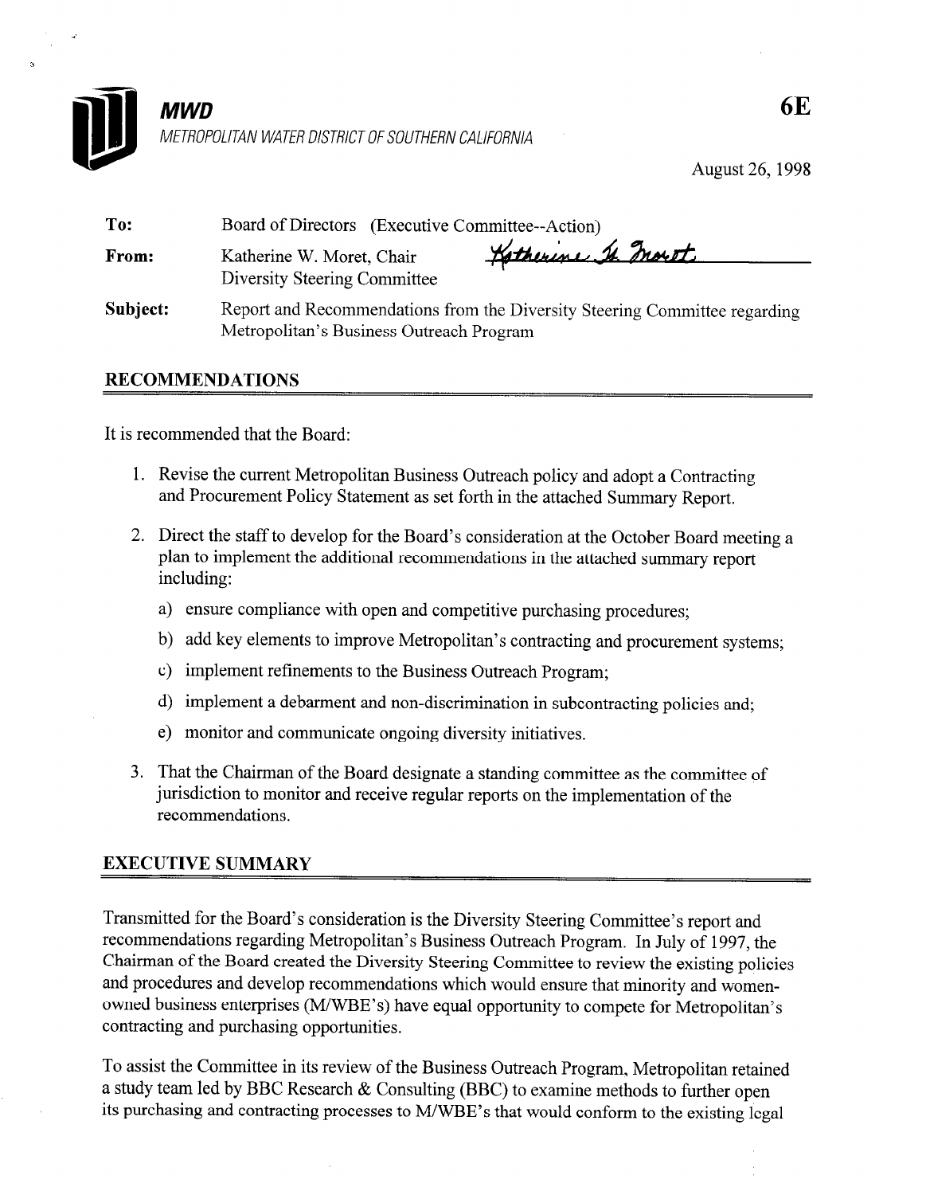**MWD**

*METROPOLITAN WATER DISTRICT OF SOUTHERN CALIFORNIA*

**6E**

August 26, 1998

| | |
|---|---|
| **To:** | Board of Directors (Executive Committee--Action) |
| **From:** | Katherine W. Moret, Chair, Diversity Steering Committee |
| **Subject:** | Report and Recommendations from the Diversity Steering Committee regarding Metropolitan's Business Outreach Program |

## RECOMMENDATIONS

It is recommended that the Board:

1. Revise the current Metropolitan Business Outreach policy and adopt a Contracting and Procurement Policy Statement as set forth in the attached Summary Report.
2. Direct the staff to develop for the Board's consideration at the October Board meeting a plan to implement the additional recommendations in the attached summary report including:
   a) ensure compliance with open and competitive purchasing procedures;
   b) add key elements to improve Metropolitan's contracting and procurement systems;
   c) implement refinements to the Business Outreach Program;
   d) implement a debarment and non-discrimination in subcontracting policies and;
   e) monitor and communicate ongoing diversity initiatives.
3. That the Chairman of the Board designate a standing committee as the committee of jurisdiction to monitor and receive regular reports on the implementation of the recommendations.

## EXECUTIVE SUMMARY

Transmitted for the Board's consideration is the Diversity Steering Committee's report and recommendations regarding Metropolitan's Business Outreach Program. In July of 1997, the Chairman of the Board created the Diversity Steering Committee to review the existing policies and procedures and develop recommendations which would ensure that minority and women-owned business enterprises (M/WBE's) have equal opportunity to compete for Metropolitan's contracting and purchasing opportunities.

To assist the Committee in its review of the Business Outreach Program, Metropolitan retained a study team led by BBC Research & Consulting (BBC) to examine methods to further open its purchasing and contracting processes to M/WBE's that would conform to the existing legal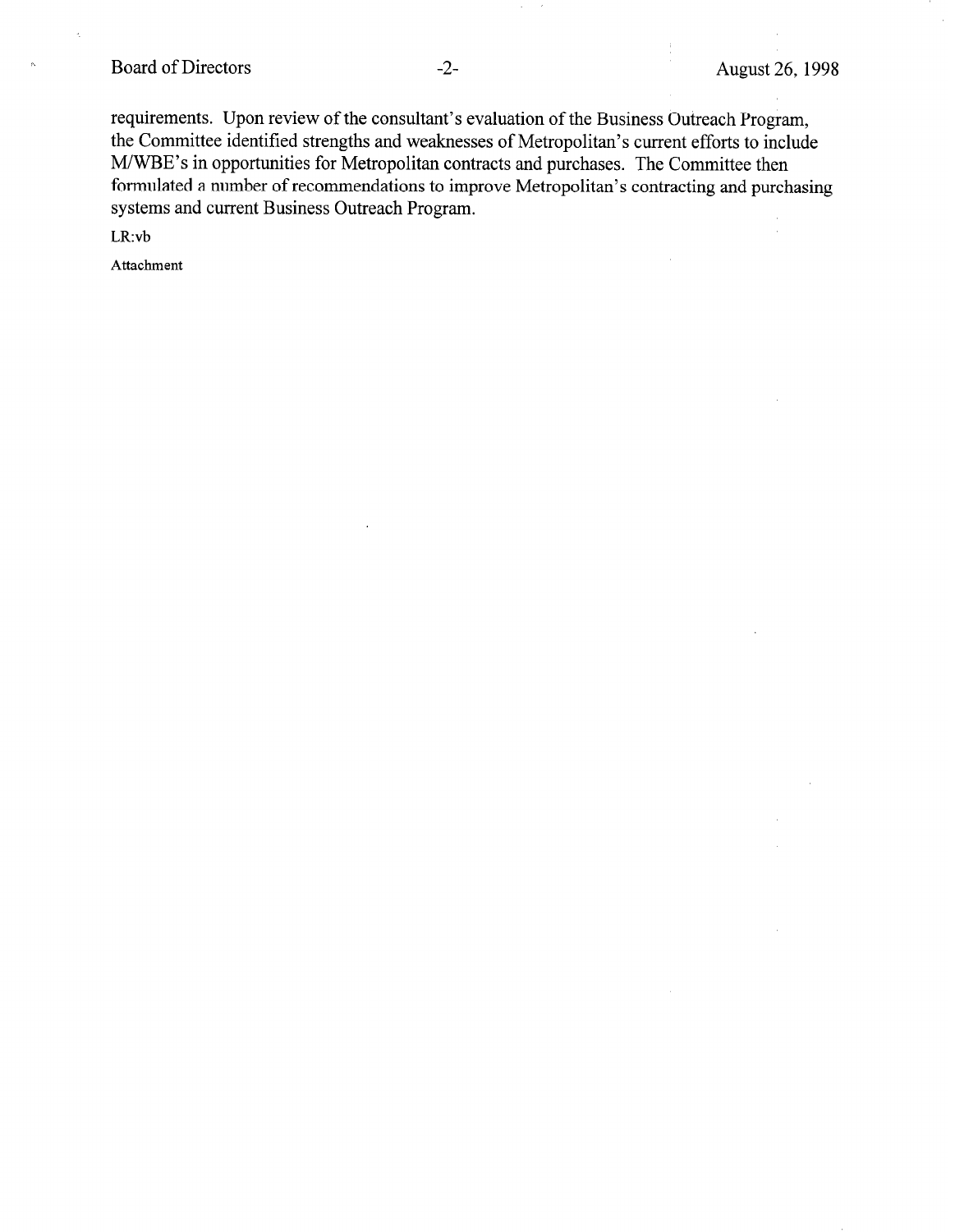requirements. Upon review of the consultant's evaluation of the Business Outreach Program, the Committee identified strengths and weaknesses of Metropolitan's current efforts to include M/WBE's in opportunities for Metropolitan contracts and purchases. The Committee then formulated a number of recommendations to improve Metropolitan's contracting and purchasing systems and current Business Outreach Program.

LR:vb

Attachment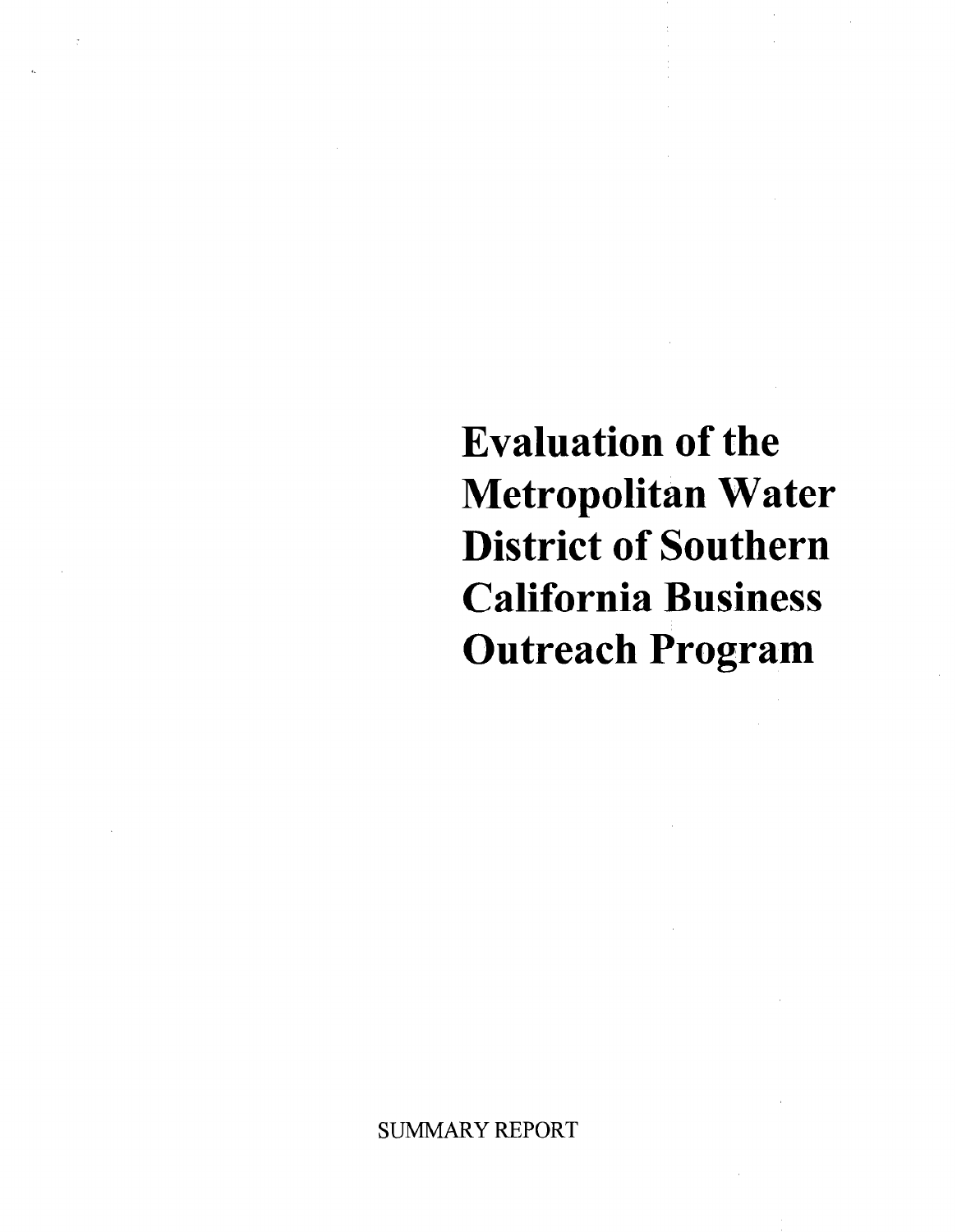# Evaluation of the Metropolitan Water District of Southern California Business Outreach Program

SUMMARY REPORT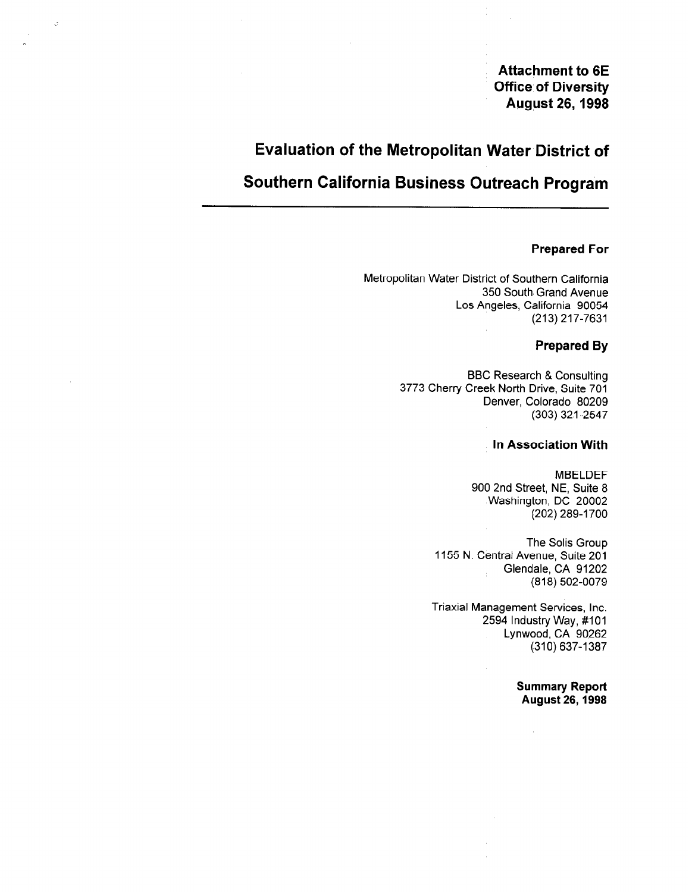**Attachment to 6E**
**Office of Diversity**
**August 26, 1998**

# Evaluation of the Metropolitan Water District of Southern California Business Outreach Program

---

**Prepared For**

Metropolitan Water District of Southern California
350 South Grand Avenue
Los Angeles, California 90054
(213) 217-7631

**Prepared By**

BBC Research & Consulting
3773 Cherry Creek North Drive, Suite 701
Denver, Colorado 80209
(303) 321-2547

**In Association With**

MBELDEF
900 2nd Street, NE, Suite 8
Washington, DC 20002
(202) 289-1700

The Solis Group
1155 N. Central Avenue, Suite 201
Glendale, CA 91202
(818) 502-0079

Triaxial Management Services, Inc.
2594 Industry Way, #101
Lynwood, CA 90262
(310) 637-1387

**Summary Report**
**August 26, 1998**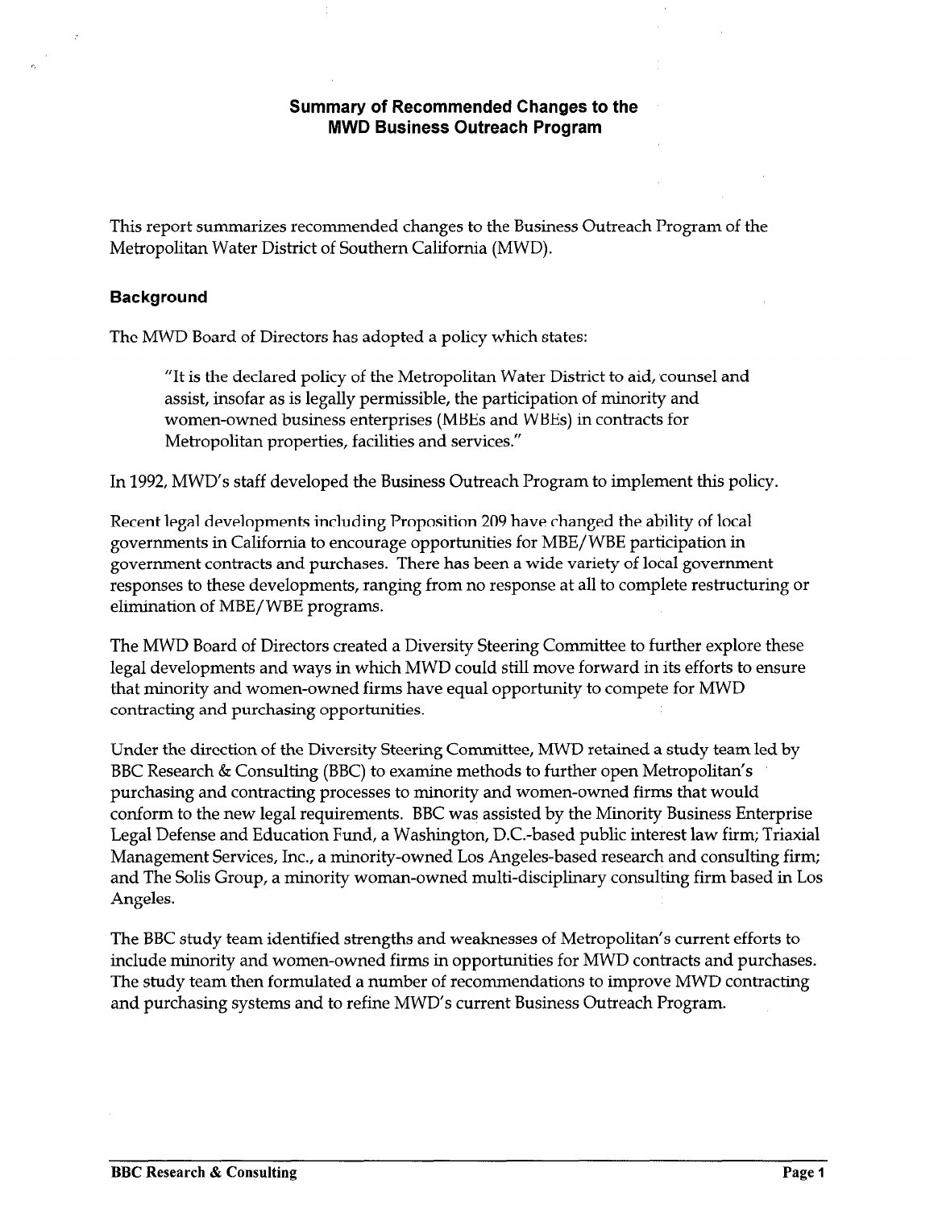## Summary of Recommended Changes to the MWD Business Outreach Program

This report summarizes recommended changes to the Business Outreach Program of the Metropolitan Water District of Southern California (MWD).

### Background

The MWD Board of Directors has adopted a policy which states:

> "It is the declared policy of the Metropolitan Water District to aid, counsel and assist, insofar as is legally permissible, the participation of minority and women-owned business enterprises (MBEs and WBEs) in contracts for Metropolitan properties, facilities and services."

In 1992, MWD's staff developed the Business Outreach Program to implement this policy.

Recent legal developments including Proposition 209 have changed the ability of local governments in California to encourage opportunities for MBE/WBE participation in government contracts and purchases. There has been a wide variety of local government responses to these developments, ranging from no response at all to complete restructuring or elimination of MBE/WBE programs.

The MWD Board of Directors created a Diversity Steering Committee to further explore these legal developments and ways in which MWD could still move forward in its efforts to ensure that minority and women-owned firms have equal opportunity to compete for MWD contracting and purchasing opportunities.

Under the direction of the Diversity Steering Committee, MWD retained a study team led by BBC Research & Consulting (BBC) to examine methods to further open Metropolitan's purchasing and contracting processes to minority and women-owned firms that would conform to the new legal requirements. BBC was assisted by the Minority Business Enterprise Legal Defense and Education Fund, a Washington, D.C.-based public interest law firm; Triaxial Management Services, Inc., a minority-owned Los Angeles-based research and consulting firm; and The Solis Group, a minority woman-owned multi-disciplinary consulting firm based in Los Angeles.

The BBC study team identified strengths and weaknesses of Metropolitan's current efforts to include minority and women-owned firms in opportunities for MWD contracts and purchases. The study team then formulated a number of recommendations to improve MWD contracting and purchasing systems and to refine MWD's current Business Outreach Program.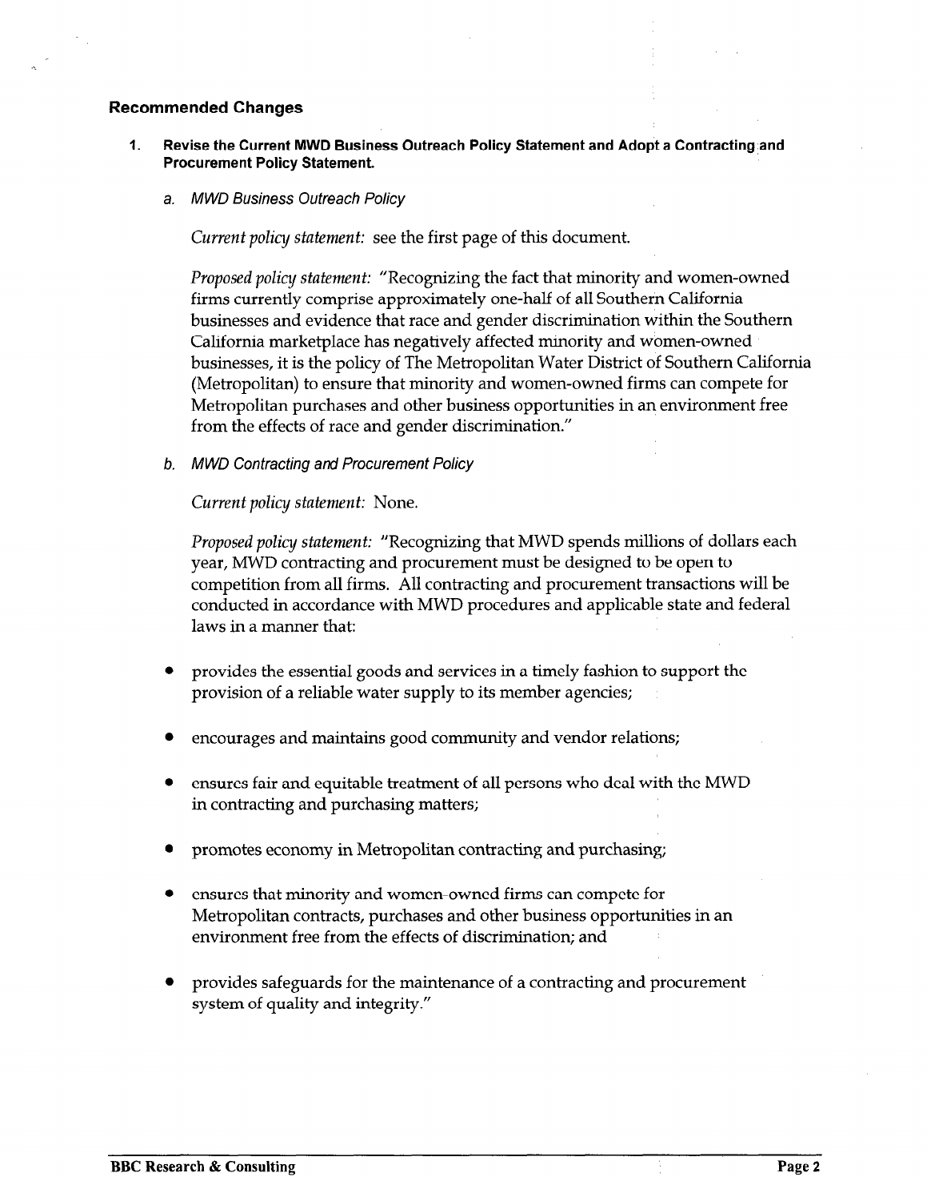### Recommended Changes

1. **Revise the Current MWD Business Outreach Policy Statement and Adopt a Contracting and Procurement Policy Statement.**

   a. *MWD Business Outreach Policy*

   *Current policy statement:* see the first page of this document.

   *Proposed policy statement:* "Recognizing the fact that minority and women-owned firms currently comprise approximately one-half of all Southern California businesses and evidence that race and gender discrimination within the Southern California marketplace has negatively affected minority and women-owned businesses, it is the policy of The Metropolitan Water District of Southern California (Metropolitan) to ensure that minority and women-owned firms can compete for Metropolitan purchases and other business opportunities in an environment free from the effects of race and gender discrimination."

   b. *MWD Contracting and Procurement Policy*

   *Current policy statement:* None.

   *Proposed policy statement:* "Recognizing that MWD spends millions of dollars each year, MWD contracting and procurement must be designed to be open to competition from all firms. All contracting and procurement transactions will be conducted in accordance with MWD procedures and applicable state and federal laws in a manner that:

- provides the essential goods and services in a timely fashion to support the provision of a reliable water supply to its member agencies;
- encourages and maintains good community and vendor relations;
- ensures fair and equitable treatment of all persons who deal with the MWD in contracting and purchasing matters;
- promotes economy in Metropolitan contracting and purchasing;
- ensures that minority and women-owned firms can compete for Metropolitan contracts, purchases and other business opportunities in an environment free from the effects of discrimination; and
- provides safeguards for the maintenance of a contracting and procurement system of quality and integrity."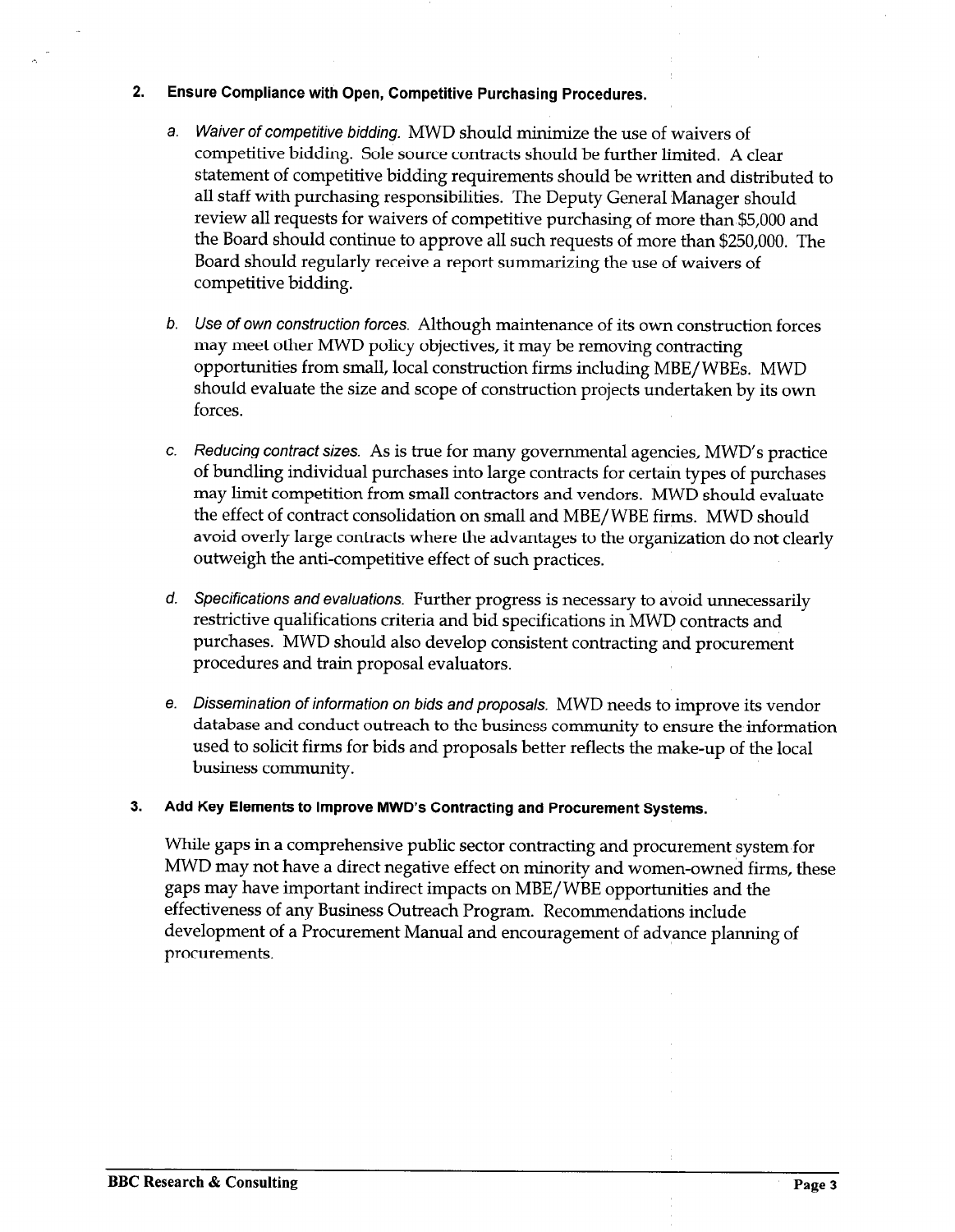2. **Ensure Compliance with Open, Competitive Purchasing Procedures.**

   a. *Waiver of competitive bidding.* MWD should minimize the use of waivers of competitive bidding. Sole source contracts should be further limited. A clear statement of competitive bidding requirements should be written and distributed to all staff with purchasing responsibilities. The Deputy General Manager should review all requests for waivers of competitive purchasing of more than $5,000 and the Board should continue to approve all such requests of more than $250,000. The Board should regularly receive a report summarizing the use of waivers of competitive bidding.

   b. *Use of own construction forces.* Although maintenance of its own construction forces may meet other MWD policy objectives, it may be removing contracting opportunities from small, local construction firms including MBE/WBEs. MWD should evaluate the size and scope of construction projects undertaken by its own forces.

   c. *Reducing contract sizes.* As is true for many governmental agencies, MWD's practice of bundling individual purchases into large contracts for certain types of purchases may limit competition from small contractors and vendors. MWD should evaluate the effect of contract consolidation on small and MBE/WBE firms. MWD should avoid overly large contracts where the advantages to the organization do not clearly outweigh the anti-competitive effect of such practices.

   d. *Specifications and evaluations.* Further progress is necessary to avoid unnecessarily restrictive qualifications criteria and bid specifications in MWD contracts and purchases. MWD should also develop consistent contracting and procurement procedures and train proposal evaluators.

   e. *Dissemination of information on bids and proposals.* MWD needs to improve its vendor database and conduct outreach to the business community to ensure the information used to solicit firms for bids and proposals better reflects the make-up of the local business community.

3. **Add Key Elements to Improve MWD's Contracting and Procurement Systems.**

   While gaps in a comprehensive public sector contracting and procurement system for MWD may not have a direct negative effect on minority and women-owned firms, these gaps may have important indirect impacts on MBE/WBE opportunities and the effectiveness of any Business Outreach Program. Recommendations include development of a Procurement Manual and encouragement of advance planning of procurements.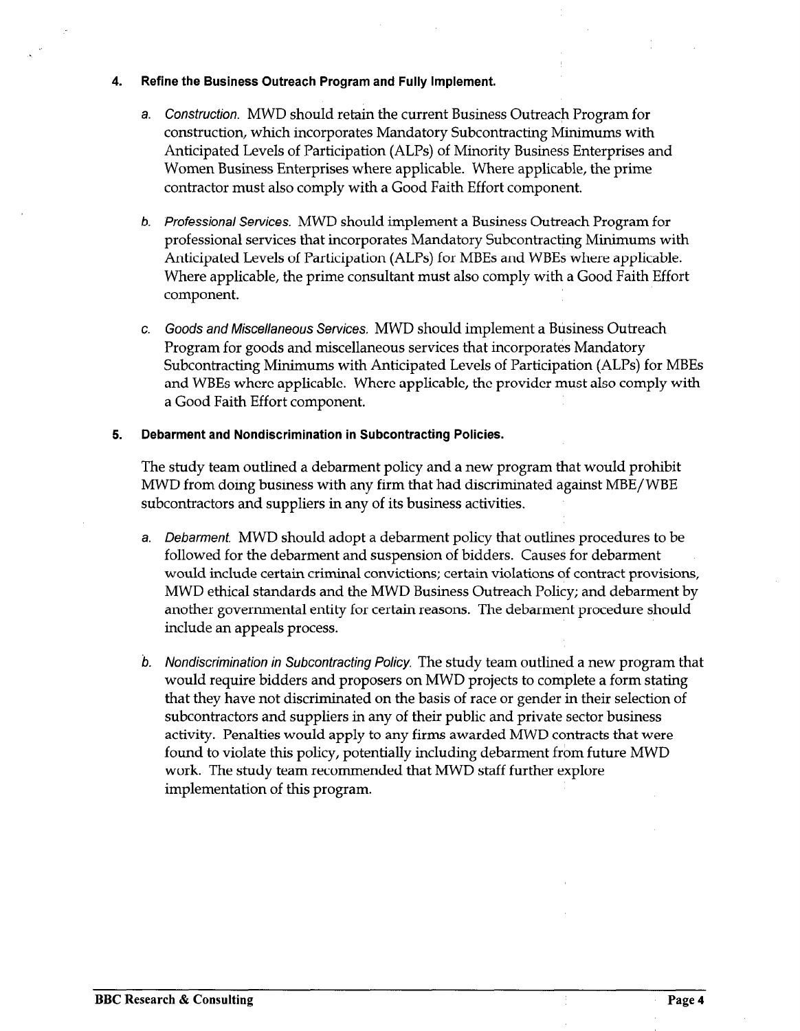**4. Refine the Business Outreach Program and Fully Implement.**

a. *Construction.* MWD should retain the current Business Outreach Program for construction, which incorporates Mandatory Subcontracting Minimums with Anticipated Levels of Participation (ALPs) of Minority Business Enterprises and Women Business Enterprises where applicable. Where applicable, the prime contractor must also comply with a Good Faith Effort component.

b. *Professional Services.* MWD should implement a Business Outreach Program for professional services that incorporates Mandatory Subcontracting Minimums with Anticipated Levels of Participation (ALPs) for MBEs and WBEs where applicable. Where applicable, the prime consultant must also comply with a Good Faith Effort component.

c. *Goods and Miscellaneous Services.* MWD should implement a Business Outreach Program for goods and miscellaneous services that incorporates Mandatory Subcontracting Minimums with Anticipated Levels of Participation (ALPs) for MBEs and WBEs where applicable. Where applicable, the provider must also comply with a Good Faith Effort component.

**5. Debarment and Nondiscrimination in Subcontracting Policies.**

The study team outlined a debarment policy and a new program that would prohibit MWD from doing business with any firm that had discriminated against MBE/WBE subcontractors and suppliers in any of its business activities.

a. *Debarment.* MWD should adopt a debarment policy that outlines procedures to be followed for the debarment and suspension of bidders. Causes for debarment would include certain criminal convictions; certain violations of contract provisions, MWD ethical standards and the MWD Business Outreach Policy; and debarment by another governmental entity for certain reasons. The debarment procedure should include an appeals process.

b. *Nondiscrimination in Subcontracting Policy.* The study team outlined a new program that would require bidders and proposers on MWD projects to complete a form stating that they have not discriminated on the basis of race or gender in their selection of subcontractors and suppliers in any of their public and private sector business activity. Penalties would apply to any firms awarded MWD contracts that were found to violate this policy, potentially including debarment from future MWD work. The study team recommended that MWD staff further explore implementation of this program.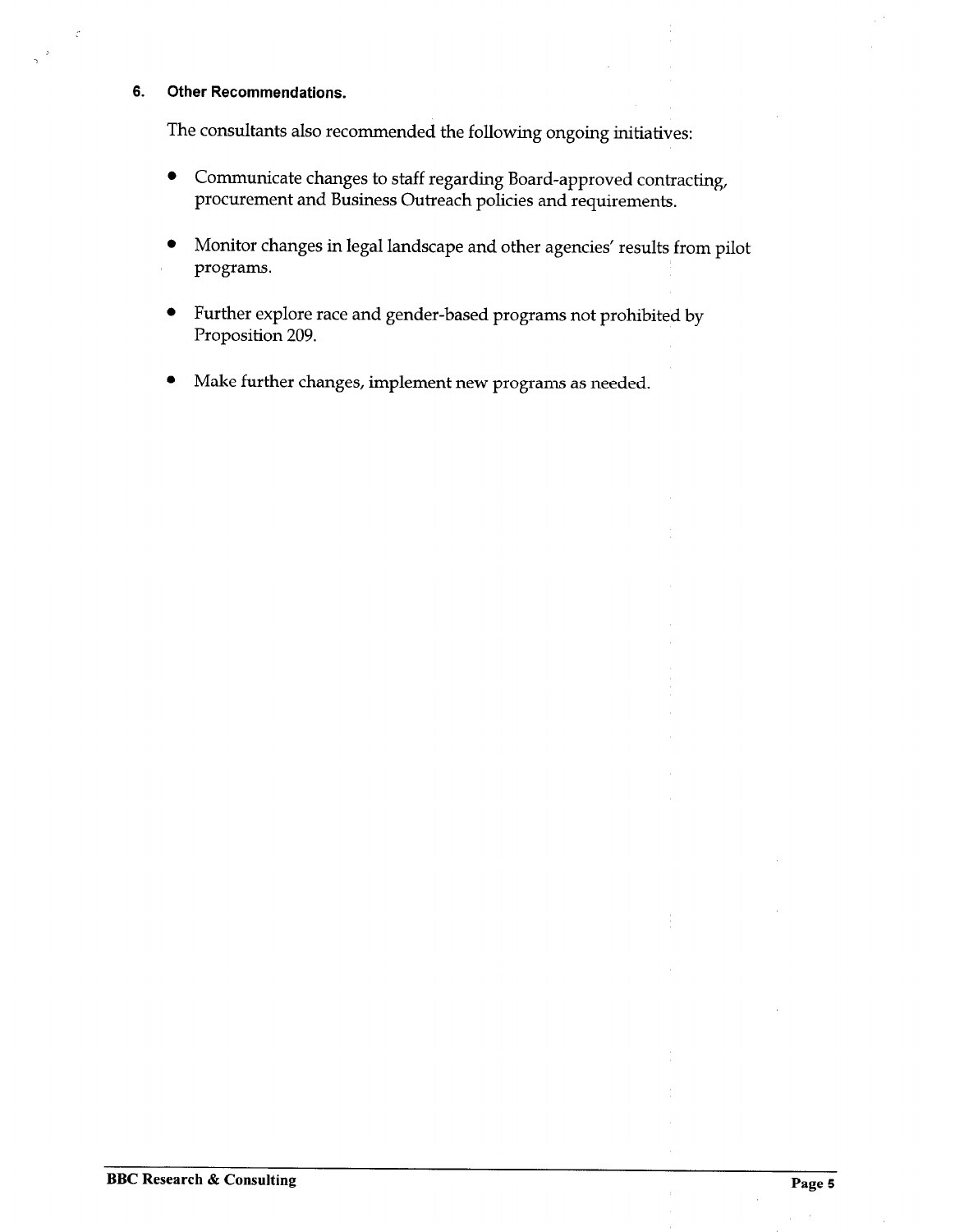#### 6. Other Recommendations.

The consultants also recommended the following ongoing initiatives:

- Communicate changes to staff regarding Board-approved contracting, procurement and Business Outreach policies and requirements.
- Monitor changes in legal landscape and other agencies' results from pilot programs.
- Further explore race and gender-based programs not prohibited by Proposition 209.
- Make further changes, implement new programs as needed.